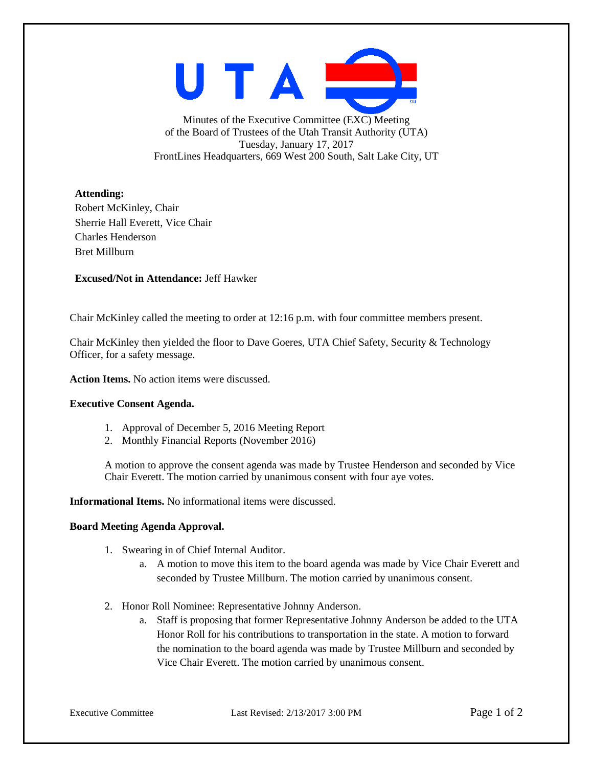Minutes of the Executive Committee (EXC) Meeting
of the Board of Trustees of the Utah Transit Authority (UTA)
Tuesday, January 17, 2017
FrontLines Headquarters, 669 West 200 South, Salt Lake City, UT

**Attending:**
Robert McKinley, Chair
Sherrie Hall Everett, Vice Chair
Charles Henderson
Bret Millburn

**Excused/Not in Attendance:** Jeff Hawker

Chair McKinley called the meeting to order at 12:16 p.m. with four committee members present.

Chair McKinley then yielded the floor to Dave Goeres, UTA Chief Safety, Security & Technology Officer, for a safety message.

**Action Items.** No action items were discussed.

**Executive Consent Agenda.**

1. Approval of December 5, 2016 Meeting Report
2. Monthly Financial Reports (November 2016)

A motion to approve the consent agenda was made by Trustee Henderson and seconded by Vice Chair Everett. The motion carried by unanimous consent with four aye votes.

**Informational Items.** No informational items were discussed.

**Board Meeting Agenda Approval.**

1. Swearing in of Chief Internal Auditor.
   a. A motion to move this item to the board agenda was made by Vice Chair Everett and seconded by Trustee Millburn. The motion carried by unanimous consent.

2. Honor Roll Nominee: Representative Johnny Anderson.
   a. Staff is proposing that former Representative Johnny Anderson be added to the UTA Honor Roll for his contributions to transportation in the state. A motion to forward the nomination to the board agenda was made by Trustee Millburn and seconded by Vice Chair Everett. The motion carried by unanimous consent.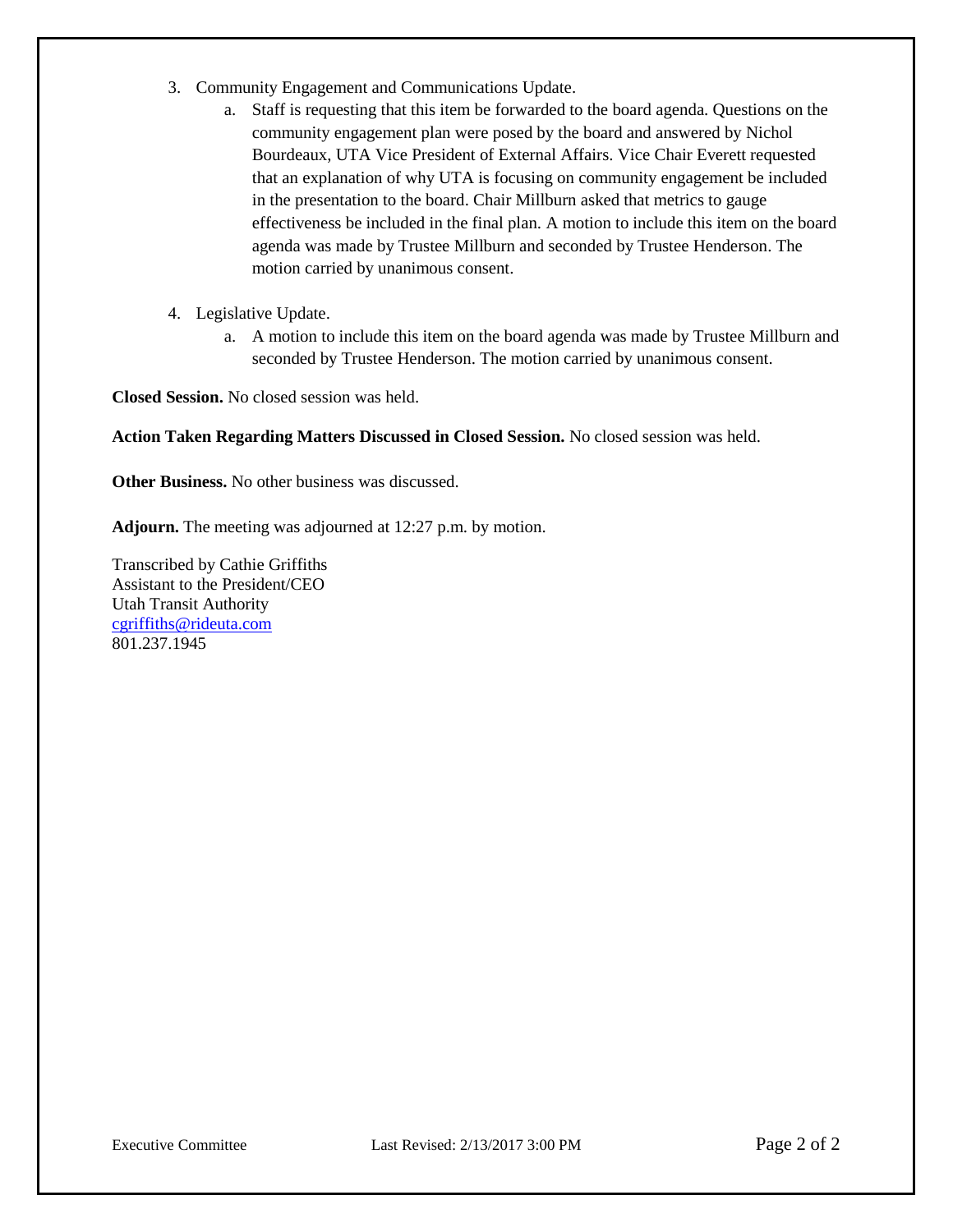3. Community Engagement and Communications Update.
   a. Staff is requesting that this item be forwarded to the board agenda. Questions on the community engagement plan were posed by the board and answered by Nichol Bourdeaux, UTA Vice President of External Affairs. Vice Chair Everett requested that an explanation of why UTA is focusing on community engagement be included in the presentation to the board. Chair Millburn asked that metrics to gauge effectiveness be included in the final plan. A motion to include this item on the board agenda was made by Trustee Millburn and seconded by Trustee Henderson. The motion carried by unanimous consent.

4. Legislative Update.
   a. A motion to include this item on the board agenda was made by Trustee Millburn and seconded by Trustee Henderson. The motion carried by unanimous consent.

**Closed Session.** No closed session was held.

**Action Taken Regarding Matters Discussed in Closed Session.** No closed session was held.

**Other Business.** No other business was discussed.

**Adjourn.** The meeting was adjourned at 12:27 p.m. by motion.

Transcribed by Cathie Griffiths
Assistant to the President/CEO
Utah Transit Authority
cgriffiths@rideuta.com
801.237.1945